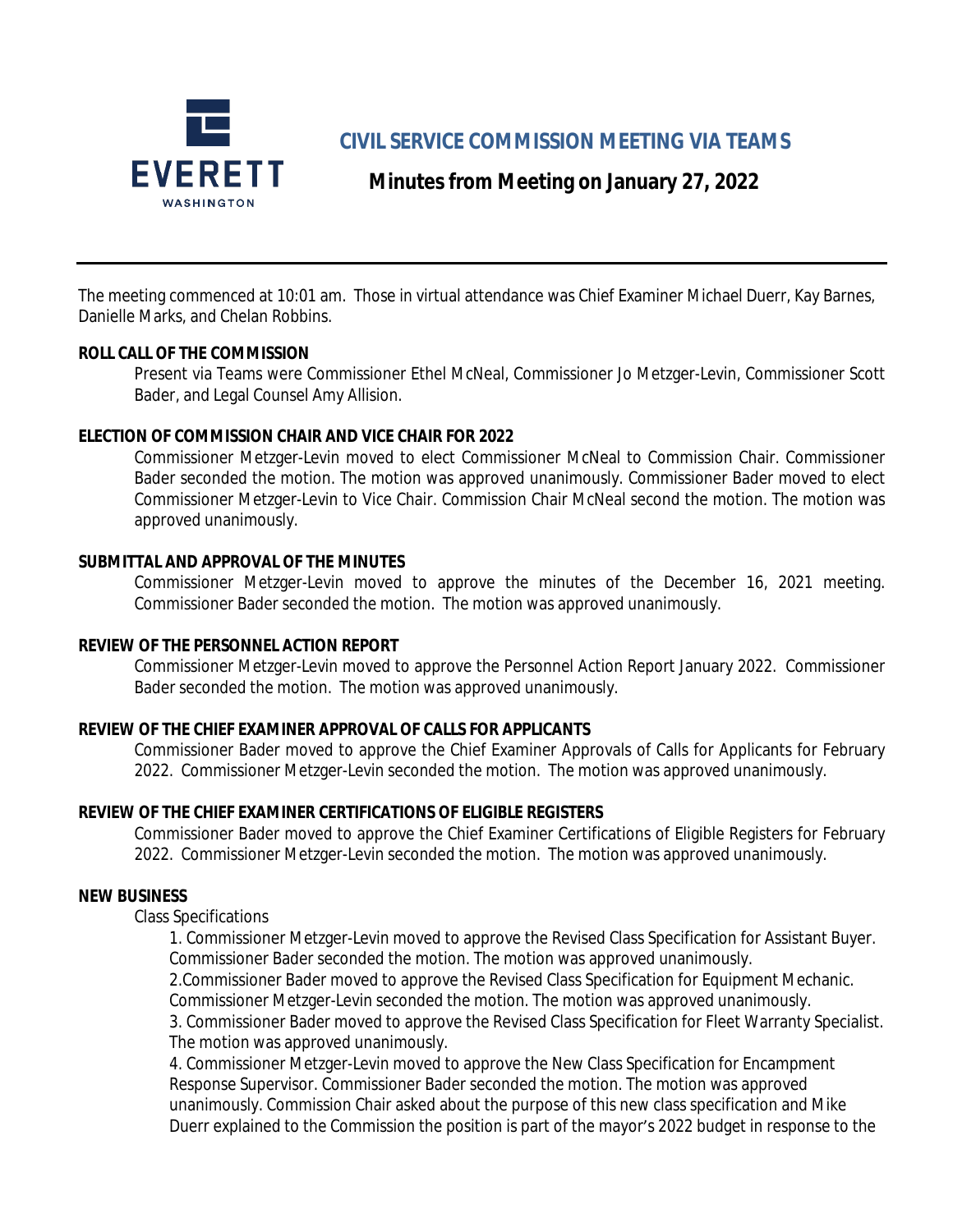# CIVIL SERVICE COMMISSION MEETING VIA TEAMS

## Minutes from Meeting on January 27, 2022

The meeting commenced at 10:01 am. Those in virtual attendance was Chief Examiner Michael Duerr, Kay Barnes, Danielle Marks, and Chelan Robbins.

**ROLL CALL OF THE COMMISSION**

Present via Teams were Commissioner Ethel McNeal, Commissioner Jo Metzger-Levin, Commissioner Scott Bader, and Legal Counsel Amy Allision.

**ELECTION OF COMMISSION CHAIR AND VICE CHAIR FOR 2022**

Commissioner Metzger-Levin moved to elect Commissioner McNeal to Commission Chair. Commissioner Bader seconded the motion. The motion was approved unanimously. Commissioner Bader moved to elect Commissioner Metzger-Levin to Vice Chair. Commission Chair McNeal second the motion. The motion was approved unanimously.

**SUBMITTAL AND APPROVAL OF THE MINUTES**

Commissioner Metzger-Levin moved to approve the minutes of the December 16, 2021 meeting. Commissioner Bader seconded the motion. The motion was approved unanimously.

**REVIEW OF THE PERSONNEL ACTION REPORT**

Commissioner Metzger-Levin moved to approve the Personnel Action Report January 2022. Commissioner Bader seconded the motion. The motion was approved unanimously.

**REVIEW OF THE CHIEF EXAMINER APPROVAL OF CALLS FOR APPLICANTS**

Commissioner Bader moved to approve the Chief Examiner Approvals of Calls for Applicants for February 2022. Commissioner Metzger-Levin seconded the motion. The motion was approved unanimously.

**REVIEW OF THE CHIEF EXAMINER CERTIFICATIONS OF ELIGIBLE REGISTERS**

Commissioner Bader moved to approve the Chief Examiner Certifications of Eligible Registers for February 2022. Commissioner Metzger-Levin seconded the motion. The motion was approved unanimously.

**NEW BUSINESS**

Class Specifications

1. Commissioner Metzger-Levin moved to approve the Revised Class Specification for Assistant Buyer. Commissioner Bader seconded the motion. The motion was approved unanimously.
2. Commissioner Bader moved to approve the Revised Class Specification for Equipment Mechanic. Commissioner Metzger-Levin seconded the motion. The motion was approved unanimously.
3. Commissioner Bader moved to approve the Revised Class Specification for Fleet Warranty Specialist. The motion was approved unanimously.
4. Commissioner Metzger-Levin moved to approve the New Class Specification for Encampment Response Supervisor. Commissioner Bader seconded the motion. The motion was approved unanimously. Commission Chair asked about the purpose of this new class specification and Mike Duerr explained to the Commission the position is part of the mayor's 2022 budget in response to the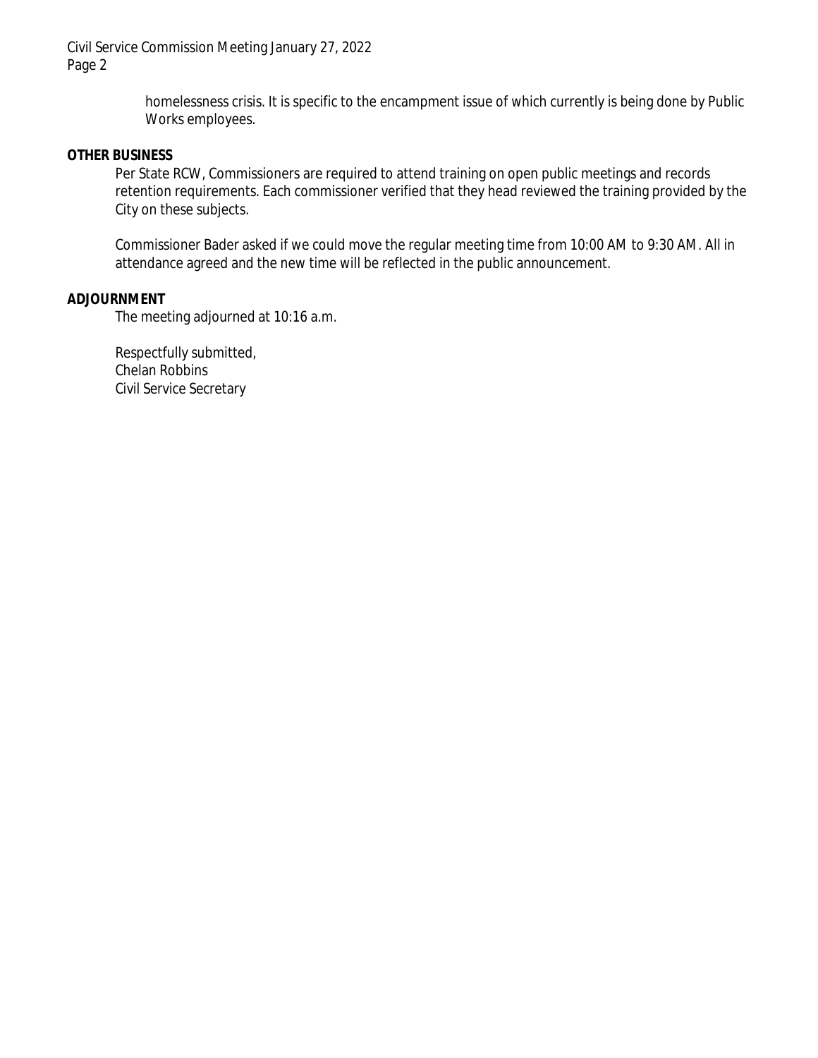homelessness crisis. It is specific to the encampment issue of which currently is being done by Public Works employees.

**OTHER BUSINESS**

Per State RCW, Commissioners are required to attend training on open public meetings and records retention requirements. Each commissioner verified that they head reviewed the training provided by the City on these subjects.

Commissioner Bader asked if we could move the regular meeting time from 10:00 AM to 9:30 AM. All in attendance agreed and the new time will be reflected in the public announcement.

**ADJOURNMENT**

The meeting adjourned at 10:16 a.m.

Respectfully submitted,
Chelan Robbins
Civil Service Secretary